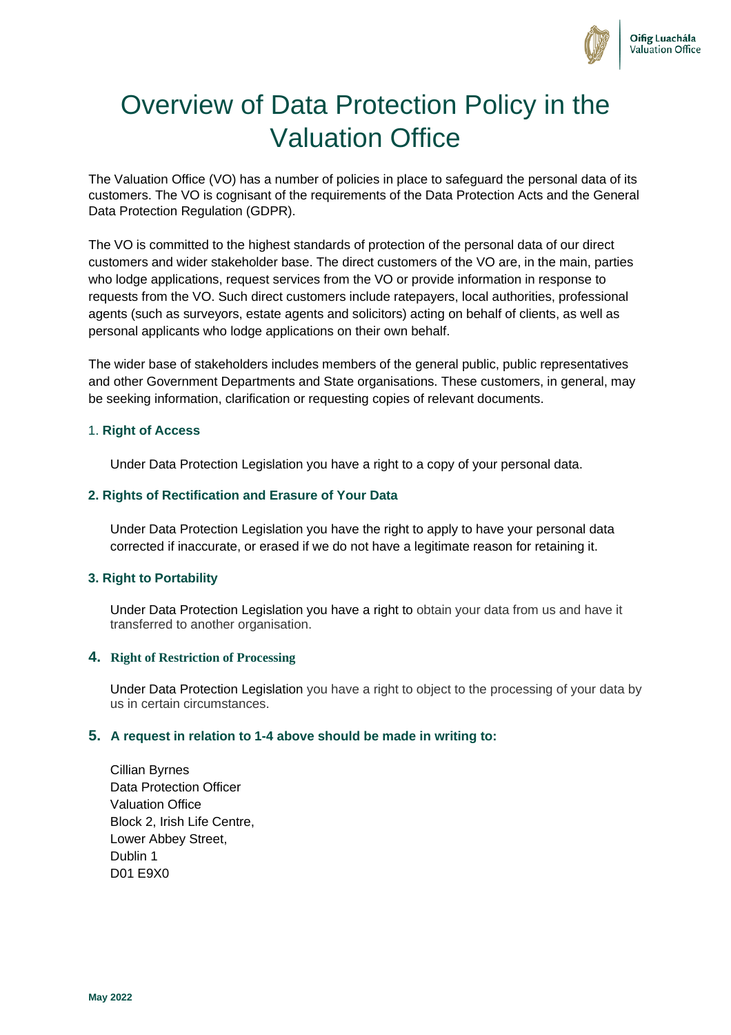# Overview of Data Protection Policy in the Valuation Office

The Valuation Office (VO) has a number of policies in place to safeguard the personal data of its customers. The VO is cognisant of the requirements of the Data Protection Acts and the General Data Protection Regulation (GDPR).

The VO is committed to the highest standards of protection of the personal data of our direct customers and wider stakeholder base. The direct customers of the VO are, in the main, parties who lodge applications, request services from the VO or provide information in response to requests from the VO. Such direct customers include ratepayers, local authorities, professional agents (such as surveyors, estate agents and solicitors) acting on behalf of clients, as well as personal applicants who lodge applications on their own behalf.

The wider base of stakeholders includes members of the general public, public representatives and other Government Departments and State organisations. These customers, in general, may be seeking information, clarification or requesting copies of relevant documents.

### 1. Right of Access

Under Data Protection Legislation you have a right to a copy of your personal data.

### 2. Rights of Rectification and Erasure of Your Data

Under Data Protection Legislation you have the right to apply to have your personal data corrected if inaccurate, or erased if we do not have a legitimate reason for retaining it.

### 3. Right to Portability

Under Data Protection Legislation you have a right to obtain your data from us and have it transferred to another organisation.

### 4. Right of Restriction of Processing

Under Data Protection Legislation you have a right to object to the processing of your data by us in certain circumstances.

### 5. A request in relation to 1-4 above should be made in writing to:

Cillian Byrnes
Data Protection Officer
Valuation Office
Block 2, Irish Life Centre,
Lower Abbey Street,
Dublin 1
D01 E9X0

**May 2022**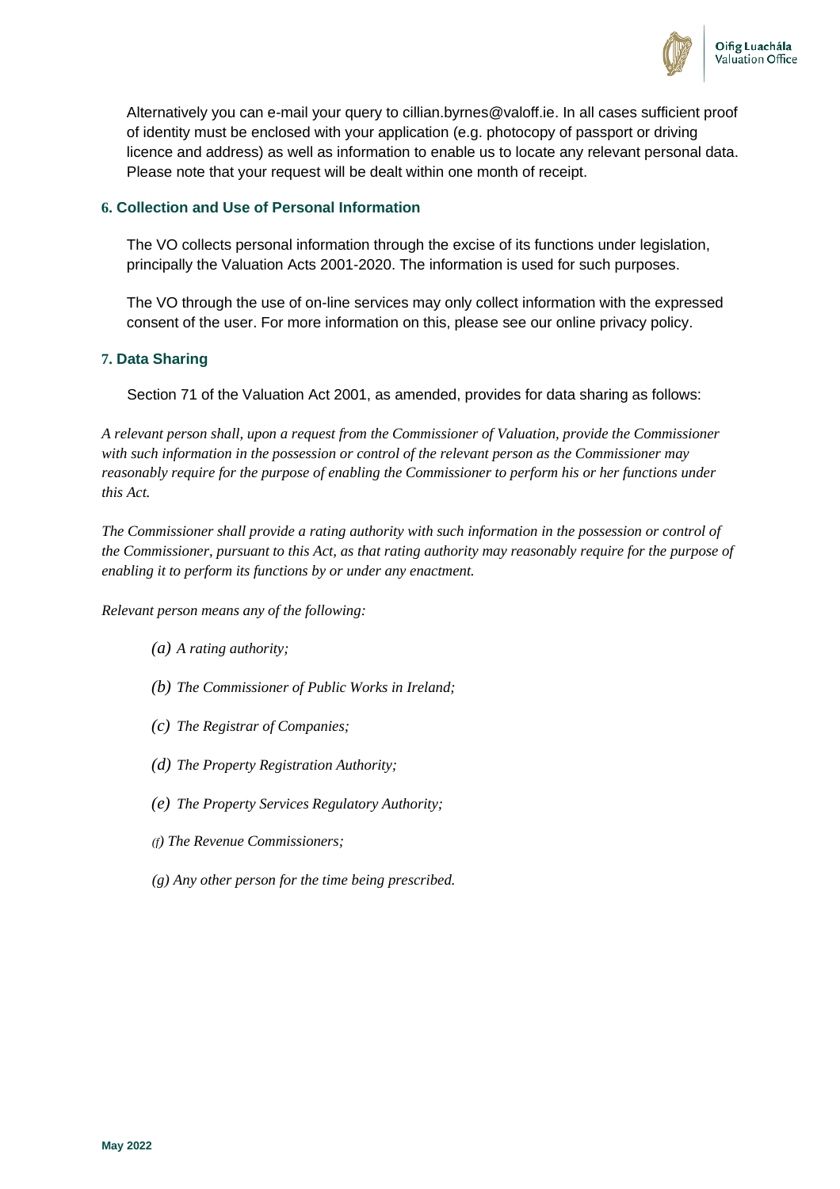Alternatively you can e-mail your query to cillian.byrnes@valoff.ie. In all cases sufficient proof of identity must be enclosed with your application (e.g. photocopy of passport or driving licence and address) as well as information to enable us to locate any relevant personal data. Please note that your request will be dealt within one month of receipt.

### 6. Collection and Use of Personal Information

The VO collects personal information through the excise of its functions under legislation, principally the Valuation Acts 2001-2020. The information is used for such purposes.

The VO through the use of on-line services may only collect information with the expressed consent of the user. For more information on this, please see our online privacy policy.

### 7. Data Sharing

Section 71 of the Valuation Act 2001, as amended, provides for data sharing as follows:

*A relevant person shall, upon a request from the Commissioner of Valuation, provide the Commissioner with such information in the possession or control of the relevant person as the Commissioner may reasonably require for the purpose of enabling the Commissioner to perform his or her functions under this Act.*

*The Commissioner shall provide a rating authority with such information in the possession or control of the Commissioner, pursuant to this Act, as that rating authority may reasonably require for the purpose of enabling it to perform its functions by or under any enactment.*

*Relevant person means any of the following:*

- *(a) A rating authority;*
- *(b) The Commissioner of Public Works in Ireland;*
- *(c) The Registrar of Companies;*
- *(d) The Property Registration Authority;*
- *(e) The Property Services Regulatory Authority;*
- *(f) The Revenue Commissioners;*
- *(g) Any other person for the time being prescribed.*

**May 2022**